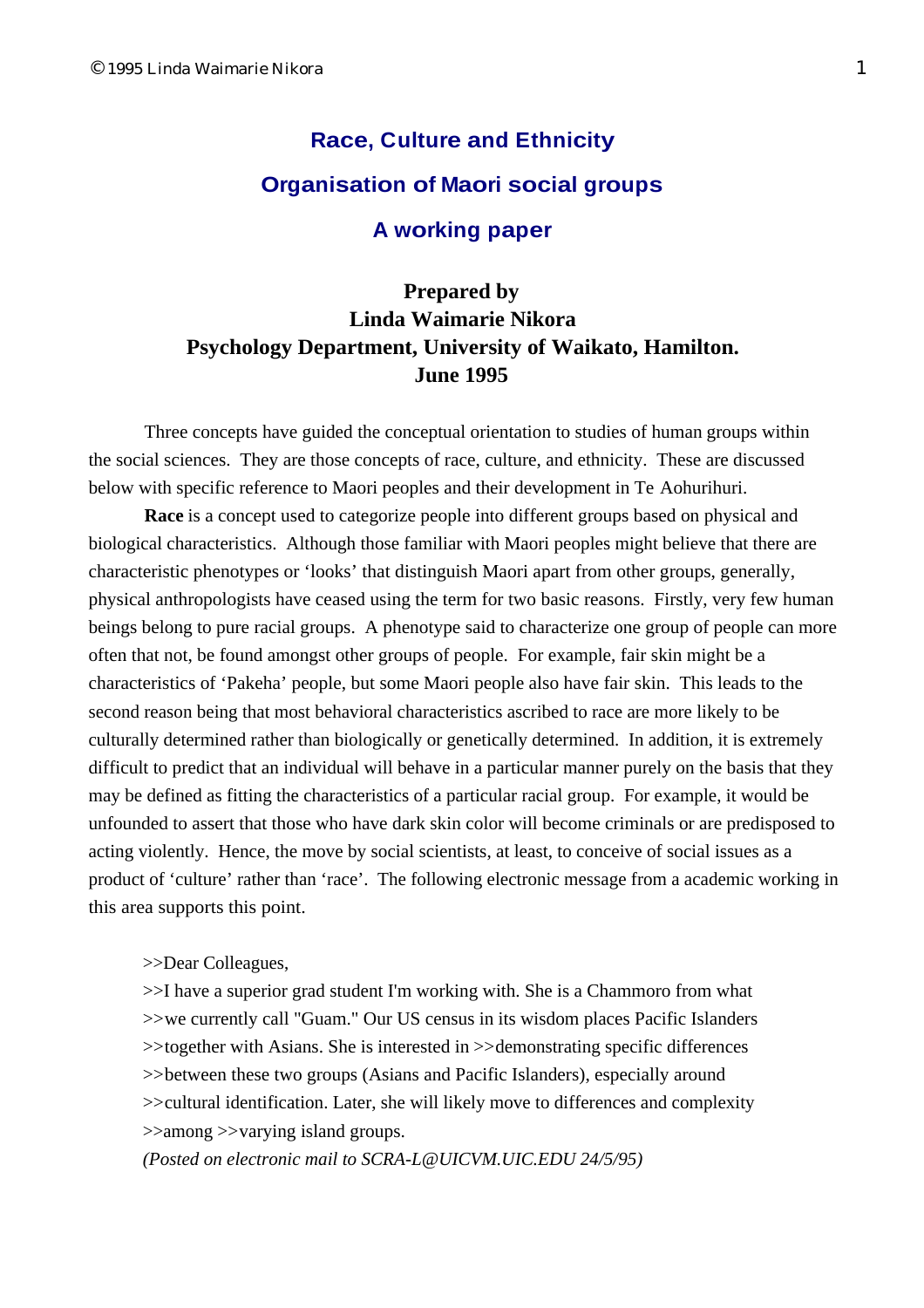# Race, Culture and Ethnicity

## Organisation of Maori social groups

## A working paper

**Prepared by**
**Linda Waimarie Nikora**
**Psychology Department, University of Waikato, Hamilton.**
**June 1995**

Three concepts have guided the conceptual orientation to studies of human groups within the social sciences. They are those concepts of race, culture, and ethnicity. These are discussed below with specific reference to Maori peoples and their development in Te Aohurihuri.

**Race** is a concept used to categorize people into different groups based on physical and biological characteristics. Although those familiar with Maori peoples might believe that there are characteristic phenotypes or 'looks' that distinguish Maori apart from other groups, generally, physical anthropologists have ceased using the term for two basic reasons. Firstly, very few human beings belong to pure racial groups. A phenotype said to characterize one group of people can more often that not, be found amongst other groups of people. For example, fair skin might be a characteristics of 'Pakeha' people, but some Maori people also have fair skin. This leads to the second reason being that most behavioral characteristics ascribed to race are more likely to be culturally determined rather than biologically or genetically determined. In addition, it is extremely difficult to predict that an individual will behave in a particular manner purely on the basis that they may be defined as fitting the characteristics of a particular racial group. For example, it would be unfounded to assert that those who have dark skin color will become criminals or are predisposed to acting violently. Hence, the move by social scientists, at least, to conceive of social issues as a product of 'culture' rather than 'race'. The following electronic message from a academic working in this area supports this point.

>>Dear Colleagues,
>>I have a superior grad student I'm working with. She is a Chammoro from what
>>we currently call "Guam." Our US census in its wisdom places Pacific Islanders
>>together with Asians. She is interested in >>demonstrating specific differences
>>between these two groups (Asians and Pacific Islanders), especially around
>>cultural identification. Later, she will likely move to differences and complexity
>>among >>varying island groups.
*(Posted on electronic mail to SCRA-L@UICVM.UIC.EDU 24/5/95)*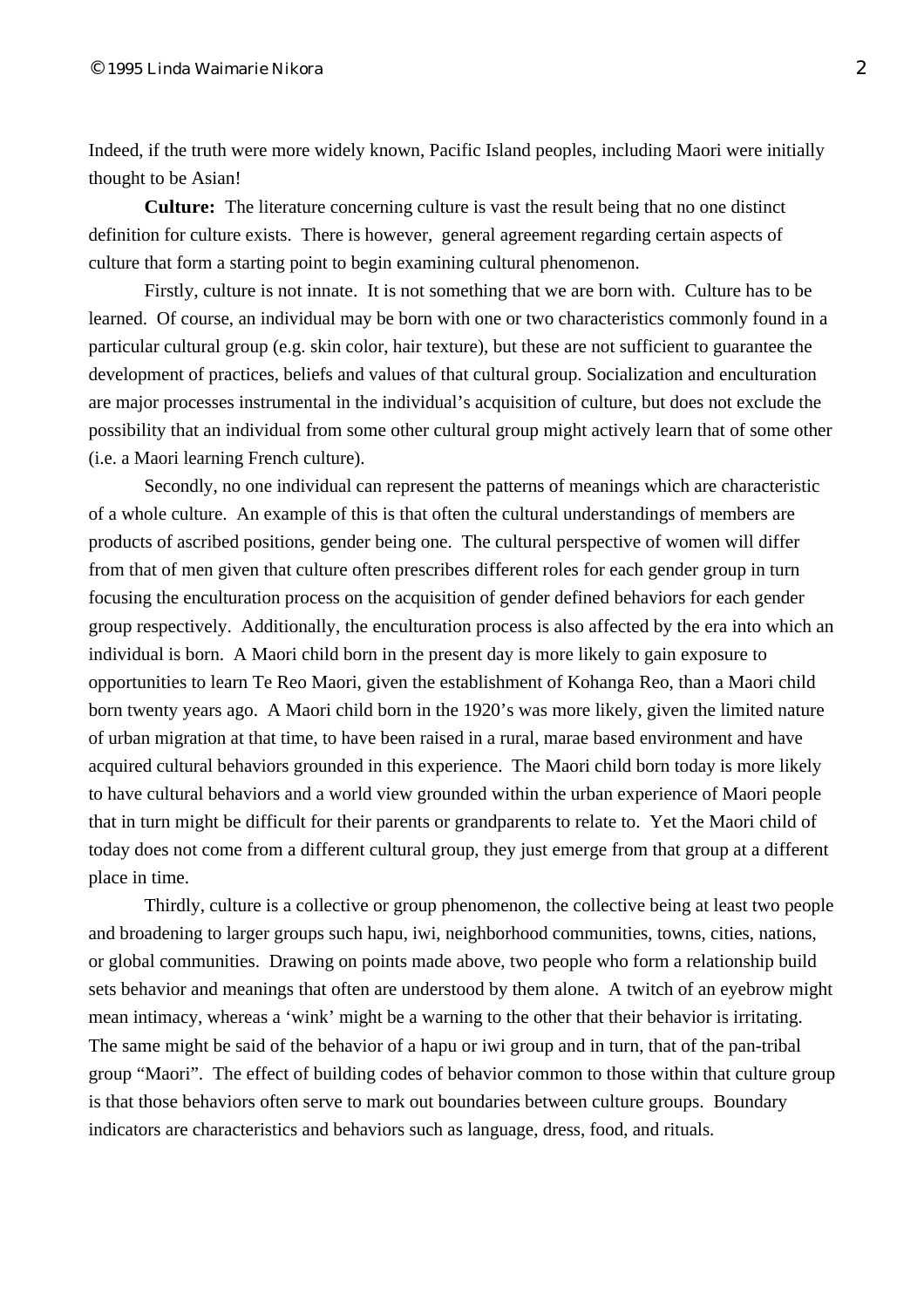Indeed, if the truth were more widely known, Pacific Island peoples, including Maori were initially thought to be Asian!

**Culture:** The literature concerning culture is vast the result being that no one distinct definition for culture exists. There is however, general agreement regarding certain aspects of culture that form a starting point to begin examining cultural phenomenon.

Firstly, culture is not innate. It is not something that we are born with. Culture has to be learned. Of course, an individual may be born with one or two characteristics commonly found in a particular cultural group (e.g. skin color, hair texture), but these are not sufficient to guarantee the development of practices, beliefs and values of that cultural group. Socialization and enculturation are major processes instrumental in the individual's acquisition of culture, but does not exclude the possibility that an individual from some other cultural group might actively learn that of some other (i.e. a Maori learning French culture).

Secondly, no one individual can represent the patterns of meanings which are characteristic of a whole culture. An example of this is that often the cultural understandings of members are products of ascribed positions, gender being one. The cultural perspective of women will differ from that of men given that culture often prescribes different roles for each gender group in turn focusing the enculturation process on the acquisition of gender defined behaviors for each gender group respectively. Additionally, the enculturation process is also affected by the era into which an individual is born. A Maori child born in the present day is more likely to gain exposure to opportunities to learn Te Reo Maori, given the establishment of Kohanga Reo, than a Maori child born twenty years ago. A Maori child born in the 1920's was more likely, given the limited nature of urban migration at that time, to have been raised in a rural, marae based environment and have acquired cultural behaviors grounded in this experience. The Maori child born today is more likely to have cultural behaviors and a world view grounded within the urban experience of Maori people that in turn might be difficult for their parents or grandparents to relate to. Yet the Maori child of today does not come from a different cultural group, they just emerge from that group at a different place in time.

Thirdly, culture is a collective or group phenomenon, the collective being at least two people and broadening to larger groups such hapu, iwi, neighborhood communities, towns, cities, nations, or global communities. Drawing on points made above, two people who form a relationship build sets behavior and meanings that often are understood by them alone. A twitch of an eyebrow might mean intimacy, whereas a 'wink' might be a warning to the other that their behavior is irritating. The same might be said of the behavior of a hapu or iwi group and in turn, that of the pan-tribal group "Maori". The effect of building codes of behavior common to those within that culture group is that those behaviors often serve to mark out boundaries between culture groups. Boundary indicators are characteristics and behaviors such as language, dress, food, and rituals.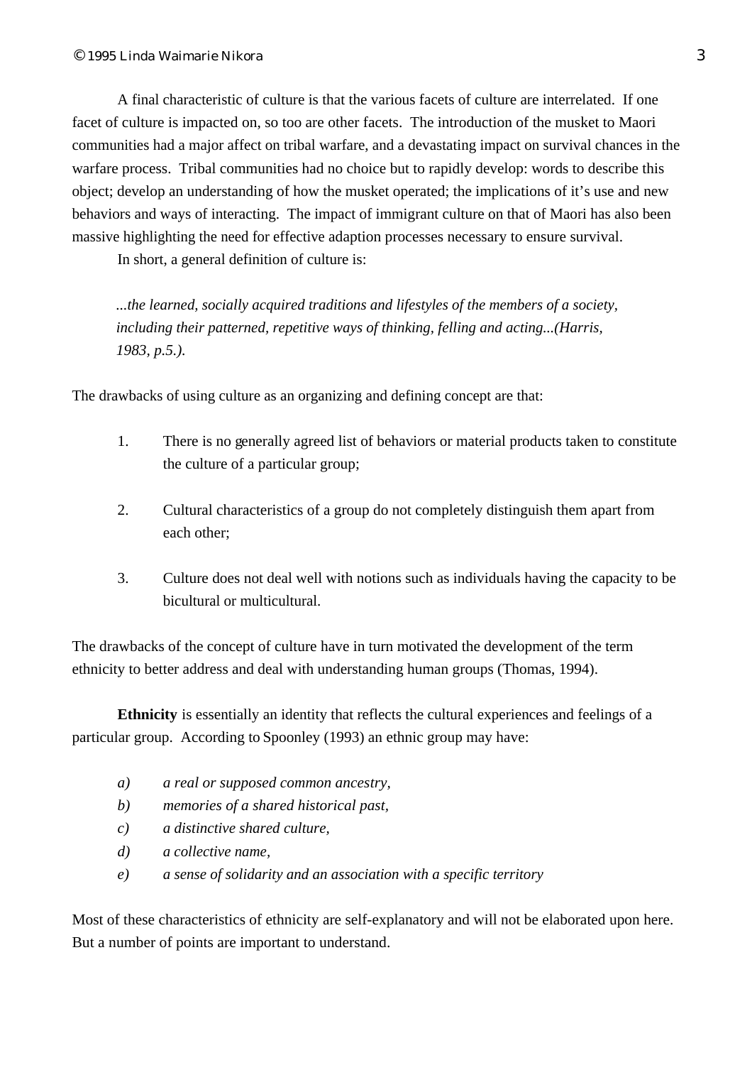A final characteristic of culture is that the various facets of culture are interrelated. If one facet of culture is impacted on, so too are other facets. The introduction of the musket to Maori communities had a major affect on tribal warfare, and a devastating impact on survival chances in the warfare process. Tribal communities had no choice but to rapidly develop: words to describe this object; develop an understanding of how the musket operated; the implications of it's use and new behaviors and ways of interacting. The impact of immigrant culture on that of Maori has also been massive highlighting the need for effective adaption processes necessary to ensure survival.

In short, a general definition of culture is:

> *...the learned, socially acquired traditions and lifestyles of the members of a society, including their patterned, repetitive ways of thinking, felling and acting...(Harris, 1983, p.5.).*

The drawbacks of using culture as an organizing and defining concept are that:

1. There is no generally agreed list of behaviors or material products taken to constitute the culture of a particular group;

2. Cultural characteristics of a group do not completely distinguish them apart from each other;

3. Culture does not deal well with notions such as individuals having the capacity to be bicultural or multicultural.

The drawbacks of the concept of culture have in turn motivated the development of the term ethnicity to better address and deal with understanding human groups (Thomas, 1994).

**Ethnicity** is essentially an identity that reflects the cultural experiences and feelings of a particular group. According to Spoonley (1993) an ethnic group may have:

*a) a real or supposed common ancestry,*
*b) memories of a shared historical past,*
*c) a distinctive shared culture,*
*d) a collective name,*
*e) a sense of solidarity and an association with a specific territory*

Most of these characteristics of ethnicity are self-explanatory and will not be elaborated upon here. But a number of points are important to understand.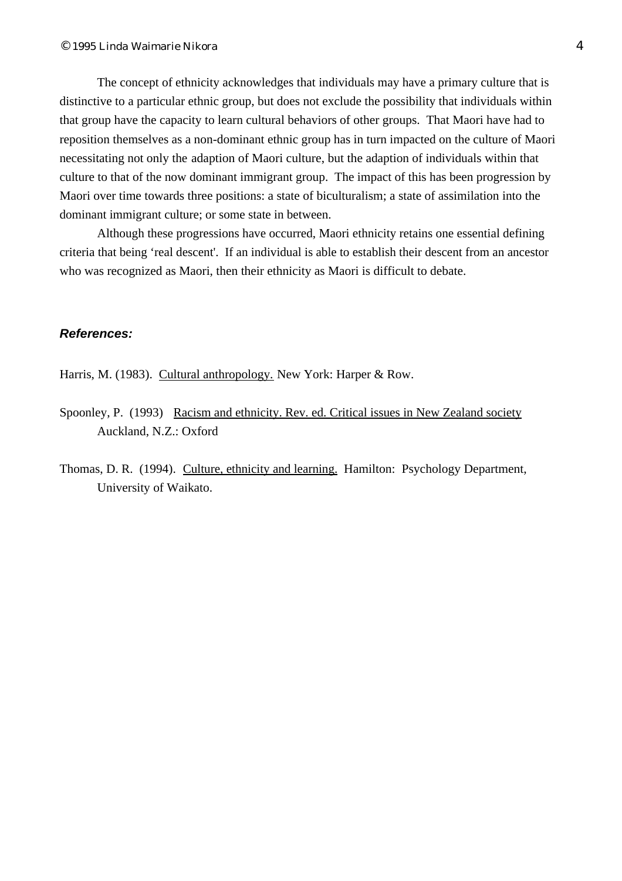The concept of ethnicity acknowledges that individuals may have a primary culture that is distinctive to a particular ethnic group, but does not exclude the possibility that individuals within that group have the capacity to learn cultural behaviors of other groups. That Maori have had to reposition themselves as a non-dominant ethnic group has in turn impacted on the culture of Maori necessitating not only the adaption of Maori culture, but the adaption of individuals within that culture to that of the now dominant immigrant group. The impact of this has been progression by Maori over time towards three positions: a state of biculturalism; a state of assimilation into the dominant immigrant culture; or some state in between.

Although these progressions have occurred, Maori ethnicity retains one essential defining criteria that being 'real descent'. If an individual is able to establish their descent from an ancestor who was recognized as Maori, then their ethnicity as Maori is difficult to debate.

***References:***

Harris, M. (1983). Cultural anthropology. New York: Harper & Row.

Spoonley, P. (1993) Racism and ethnicity. Rev. ed. Critical issues in New Zealand society Auckland, N.Z.: Oxford

Thomas, D. R. (1994). Culture, ethnicity and learning. Hamilton: Psychology Department, University of Waikato.